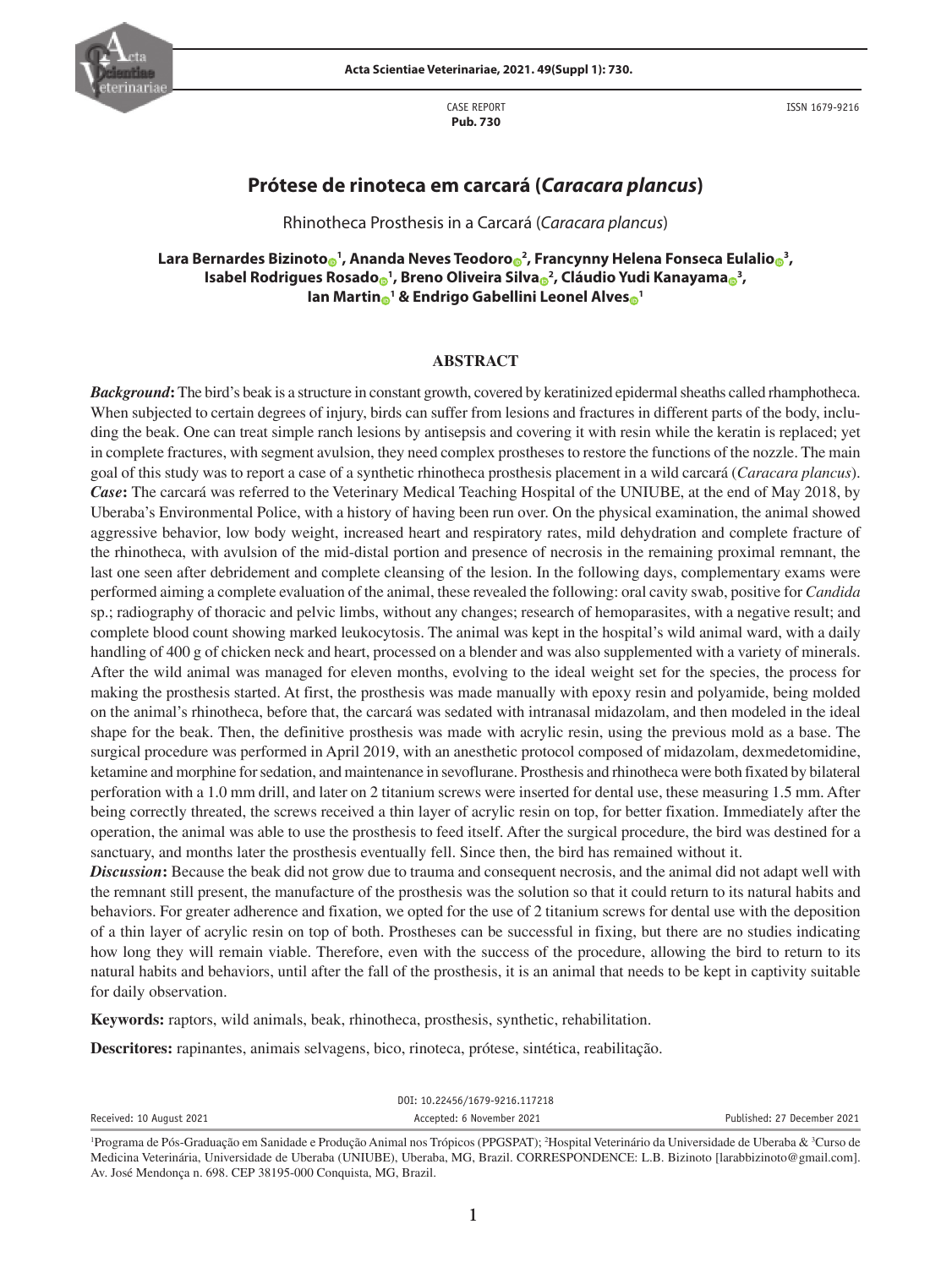CASE REPORT
**Pub. 730**

ISSN 1679-9216

# Prótese de rinoteca em carcará (*Caracara plancus*)

Rhinotheca Prosthesis in a Carcará (*Caracara plancus*)

**Lara Bernardes Bizinoto[1], Ananda Neves Teodoro[2], Francynny Helena Fonseca Eulalio[3], Isabel Rodrigues Rosado[1], Breno Oliveira Silva[2], Cláudio Yudi Kanayama[3], Ian Martin[1] & Endrigo Gabellini Leonel Alves[1]**

## ABSTRACT

***Background*:** The bird's beak is a structure in constant growth, covered by keratinized epidermal sheaths called rhamphotheca. When subjected to certain degrees of injury, birds can suffer from lesions and fractures in different parts of the body, including the beak. One can treat simple ranch lesions by antisepsis and covering it with resin while the keratin is replaced; yet in complete fractures, with segment avulsion, they need complex prostheses to restore the functions of the nozzle. The main goal of this study was to report a case of a synthetic rhinotheca prosthesis placement in a wild carcará (*Caracara plancus*).

***Case*:** The carcará was referred to the Veterinary Medical Teaching Hospital of the UNIUBE, at the end of May 2018, by Uberaba's Environmental Police, with a history of having been run over. On the physical examination, the animal showed aggressive behavior, low body weight, increased heart and respiratory rates, mild dehydration and complete fracture of the rhinotheca, with avulsion of the mid-distal portion and presence of necrosis in the remaining proximal remnant, the last one seen after debridement and complete cleansing of the lesion. In the following days, complementary exams were performed aiming a complete evaluation of the animal, these revealed the following: oral cavity swab, positive for *Candida* sp.; radiography of thoracic and pelvic limbs, without any changes; research of hemoparasites, with a negative result; and complete blood count showing marked leukocytosis. The animal was kept in the hospital's wild animal ward, with a daily handling of 400 g of chicken neck and heart, processed on a blender and was also supplemented with a variety of minerals. After the wild animal was managed for eleven months, evolving to the ideal weight set for the species, the process for making the prosthesis started. At first, the prosthesis was made manually with epoxy resin and polyamide, being molded on the animal's rhinotheca, before that, the carcará was sedated with intranasal midazolam, and then modeled in the ideal shape for the beak. Then, the definitive prosthesis was made with acrylic resin, using the previous mold as a base. The surgical procedure was performed in April 2019, with an anesthetic protocol composed of midazolam, dexmedetomidine, ketamine and morphine for sedation, and maintenance in sevoflurane. Prosthesis and rhinotheca were both fixated by bilateral perforation with a 1.0 mm drill, and later on 2 titanium screws were inserted for dental use, these measuring 1.5 mm. After being correctly threaded, the screws received a thin layer of acrylic resin on top, for better fixation. Immediately after the operation, the animal was able to use the prosthesis to feed itself. After the surgical procedure, the bird was destined for a sanctuary, and months later the prosthesis eventually fell. Since then, the bird has remained without it.

***Discussion*:** Because the beak did not grow due to trauma and consequent necrosis, and the animal did not adapt well with the remnant still present, the manufacture of the prosthesis was the solution so that it could return to its natural habits and behaviors. For greater adherence and fixation, we opted for the use of 2 titanium screws for dental use with the deposition of a thin layer of acrylic resin on top of both. Prostheses can be successful in fixing, but there are no studies indicating how long they will remain viable. Therefore, even with the success of the procedure, allowing the bird to return to its natural habits and behaviors, until after the fall of the prosthesis, it is an animal that needs to be kept in captivity suitable for daily observation.

**Keywords:** raptors, wild animals, beak, rhinotheca, prosthesis, synthetic, rehabilitation.

**Descritores:** rapinantes, animais selvagens, bico, rinoteca, prótese, sintética, reabilitação.

DOI: 10.22456/1679-9216.117218

Received: 10 August 2021 | Accepted: 6 November 2021 | Published: 27 December 2021

[1]Programa de Pós-Graduação em Sanidade e Produção Animal nos Trópicos (PPGSPAT); [2]Hospital Veterinário da Universidade de Uberaba & [3]Curso de Medicina Veterinária, Universidade de Uberaba (UNIUBE), Uberaba, MG, Brazil. CORRESPONDENCE: L.B. Bizinoto [larabbizinoto@gmail.com]. Av. José Mendonça n. 698. CEP 38195-000 Conquista, MG, Brazil.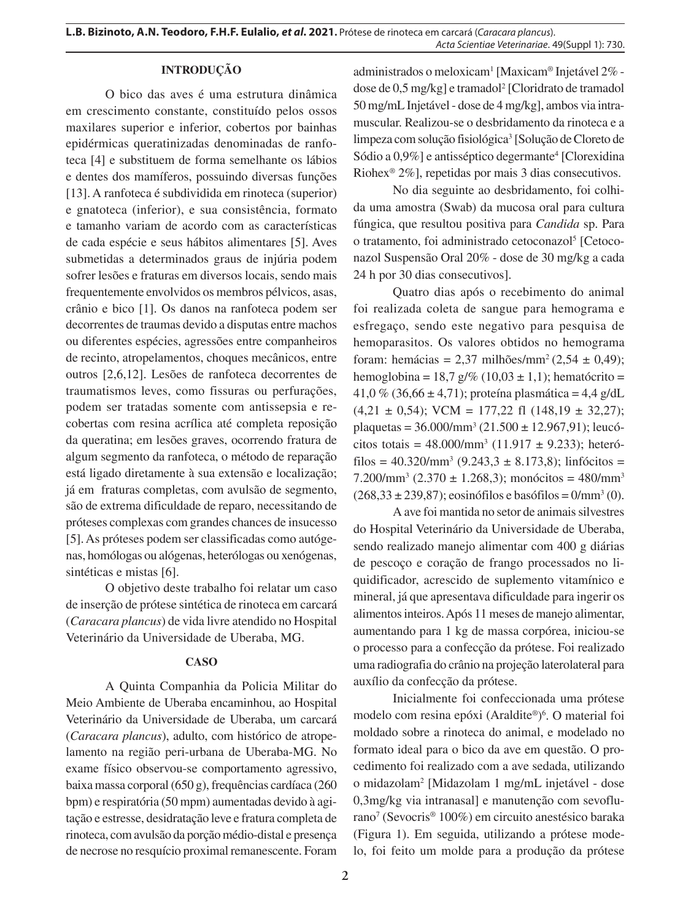## INTRODUÇÃO

O bico das aves é uma estrutura dinâmica em crescimento constante, constituído pelos ossos maxilares superior e inferior, cobertos por bainhas epidérmicas queratinizadas denominadas de ranfoteca [4] e substituem de forma semelhante os lábios e dentes dos mamíferos, possuindo diversas funções [13]. A ranfoteca é subdividida em rinoteca (superior) e gnatoteca (inferior), e sua consistência, formato e tamanho variam de acordo com as características de cada espécie e seus hábitos alimentares [5]. Aves submetidas a determinados graus de injúria podem sofrer lesões e fraturas em diversos locais, sendo mais frequentemente envolvidos os membros pélvicos, asas, crânio e bico [1]. Os danos na ranfoteca podem ser decorrentes de traumas devido a disputas entre machos ou diferentes espécies, agressões entre companheiros de recinto, atropelamentos, choques mecânicos, entre outros [2,6,12]. Lesões de ranfoteca decorrentes de traumatismos leves, como fissuras ou perfurações, podem ser tratadas somente com antissepsia e recobertas com resina acrílica até completa reposição da queratina; em lesões graves, ocorrendo fratura de algum segmento da ranfoteca, o método de reparação está ligado diretamente à sua extensão e localização; já em fraturas completas, com avulsão de segmento, são de extrema dificuldade de reparo, necessitando de próteses complexas com grandes chances de insucesso [5]. As próteses podem ser classificadas como autógenas, homólogas ou alógenas, heterólogas ou xenógenas, sintéticas e mistas [6].

O objetivo deste trabalho foi relatar um caso de inserção de prótese sintética de rinoteca em carcará (*Caracara plancus*) de vida livre atendido no Hospital Veterinário da Universidade de Uberaba, MG.

## CASO

A Quinta Companhia da Policia Militar do Meio Ambiente de Uberaba encaminhou, ao Hospital Veterinário da Universidade de Uberaba, um carcará (*Caracara plancus*), adulto, com histórico de atropelamento na região peri-urbana de Uberaba-MG. No exame físico observou-se comportamento agressivo, baixa massa corporal (650 g), frequências cardíaca (260 bpm) e respiratória (50 mpm) aumentadas devido à agitação e estresse, desidratação leve e fratura completa de rinoteca, com avulsão da porção médio-distal e presença de necrose no resquício proximal remanescente. Foram administrados o meloxicam[1] [Maxicam® Injetável 2% - dose de 0,5 mg/kg] e tramadol[2] [Cloridrato de tramadol 50 mg/mL Injetável - dose de 4 mg/kg], ambos via intramuscular. Realizou-se o desbridamento da rinoteca e a limpeza com solução fisiológica[3] [Solução de Cloreto de Sódio a 0,9%] e antisséptico degermante[4] [Clorexidina Riohex® 2%], repetidas por mais 3 dias consecutivos.

No dia seguinte ao desbridamento, foi colhida uma amostra (Swab) da mucosa oral para cultura fúngica, que resultou positiva para *Candida* sp. Para o tratamento, foi administrado cetoconazol[5] [Cetoconazol Suspensão Oral 20% - dose de 30 mg/kg a cada 24 h por 30 dias consecutivos].

Quatro dias após o recebimento do animal foi realizada coleta de sangue para hemograma e esfregaço, sendo este negativo para pesquisa de hemoparasitos. Os valores obtidos no hemograma foram: hemácias = 2,37 milhões/mm$^2$ (2,54 ± 0,49); hemoglobina = 18,7 g/% (10,03 ± 1,1); hematócrito = 41,0 % (36,66 ± 4,71); proteína plasmática = 4,4 g/dL (4,21 ± 0,54); VCM = 177,22 fl (148,19 ± 32,27); plaquetas = 36.000/mm$^3$ (21.500 ± 12.967,91); leucócitos totais = 48.000/mm$^3$ (11.917 ± 9.233); heterófilos = 40.320/mm$^3$ (9.243,3 ± 8.173,8); linfócitos = 7.200/mm$^3$ (2.370 ± 1.268,3); monócitos = 480/mm$^3$ (268,33 ± 239,87); eosinófilos e basófilos = 0/mm$^3$ (0).

A ave foi mantida no setor de animais silvestres do Hospital Veterinário da Universidade de Uberaba, sendo realizado manejo alimentar com 400 g diárias de pescoço e coração de frango processados no liquidificador, acrescido de suplemento vitamínico e mineral, já que apresentava dificuldade para ingerir os alimentos inteiros. Após 11 meses de manejo alimentar, aumentando para 1 kg de massa corpórea, iniciou-se o processo para a confecção da prótese. Foi realizado uma radiografia do crânio na projeção laterolateral para auxílio da confecção da prótese.

Inicialmente foi confeccionada uma prótese modelo com resina epóxi (Araldite®)[6]. O material foi moldado sobre a rinoteca do animal, e modelado no formato ideal para o bico da ave em questão. O procedimento foi realizado com a ave sedada, utilizando o midazolam[2] [Midazolam 1 mg/mL injetável - dose 0,3mg/kg via intranasal] e manutenção com sevoflurano[7] (Sevocris® 100%) em circuito anestésico baraka (Figura 1). Em seguida, utilizando a prótese modelo, foi feito um molde para a produção da prótese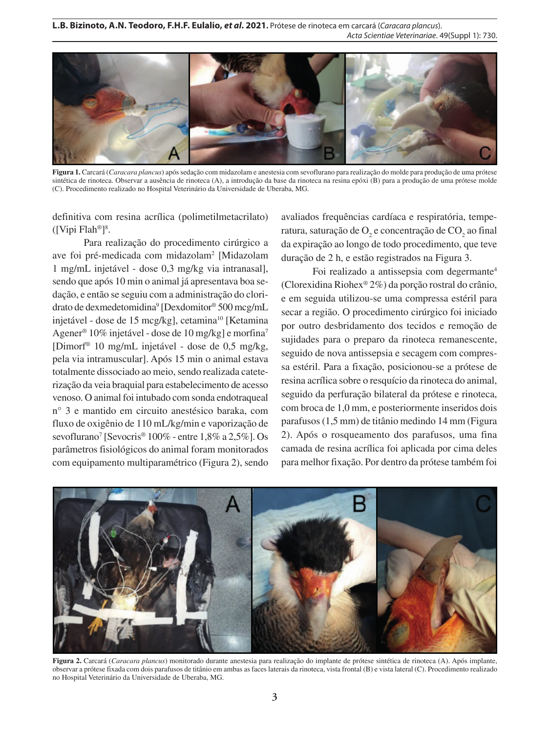**Figura 1.** Carcará (*Caracara plancus*) após sedação com midazolam e anestesia com sevoflurano para realização do molde para produção de uma prótese sintética de rinoteca. Observar a ausência de rinoteca (A), a introdução da base da rinoteca na resina epóxi (B) para a produção de uma prótese molde (C). Procedimento realizado no Hospital Veterinário da Universidade de Uberaba, MG.

definitiva com resina acrílica (polimetilmetacrilato) ([Vipi Flah®][8].

Para realização do procedimento cirúrgico a ave foi pré-medicada com midazolam[2] [Midazolam 1 mg/mL injetável - dose 0,3 mg/kg via intranasal], sendo que após 10 min o animal já apresentava boa sedação, e então se seguiu com a administração do cloridrato de dexmedetomidina[9] [Dexdomitor® 500 mcg/mL injetável - dose de 15 mcg/kg], cetamina[10] [Ketamina Agener® 10% injetável - dose de 10 mg/kg] e morfina[7] [Dimorf® 10 mg/mL injetável - dose de 0,5 mg/kg, pela via intramuscular]. Após 15 min o animal estava totalmente dissociado ao meio, sendo realizada cateterização da veia braquial para estabelecimento de acesso venoso. O animal foi intubado com sonda endotraqueal n° 3 e mantido em circuito anestésico baraka, com fluxo de oxigênio de 110 mL/kg/min e vaporização de sevoflurano[7] [Sevocris® 100% - entre 1,8% a 2,5%]. Os parâmetros fisiológicos do animal foram monitorados com equipamento multiparamétrico (Figura 2), sendo avaliados frequências cardíaca e respiratória, temperatura, saturação de $O_2$ e concentração de $CO_2$ ao final da expiração ao longo de todo procedimento, que teve duração de 2 h, e estão registrados na Figura 3.

Foi realizado a antissepsia com degermante[4] (Clorexidina Riohex® 2%) da porção rostral do crânio, e em seguida utilizou-se uma compressa estéril para secar a região. O procedimento cirúrgico foi iniciado por outro desbridamento dos tecidos e remoção de sujidades para o preparo da rinoteca remanescente, seguido de nova antissepsia e secagem com compressa estéril. Para a fixação, posicionou-se a prótese de resina acrílica sobre o resquício da rinoteca do animal, seguido da perfuração bilateral da prótese e rinoteca, com broca de 1,0 mm, e posteriormente inseridos dois parafusos (1,5 mm) de titânio medindo 14 mm (Figura 2). Após o rosqueamento dos parafusos, uma fina camada de resina acrílica foi aplicada por cima deles para melhor fixação. Por dentro da prótese também foi

**Figura 2.** Carcará (*Caracara plancus*) monitorado durante anestesia para realização do implante de prótese sintética de rinoteca (A). Após implante, observar a prótese fixada com dois parafusos de titânio em ambas as faces laterais da rinoteca, vista frontal (B) e vista lateral (C). Procedimento realizado no Hospital Veterinário da Universidade de Uberaba, MG.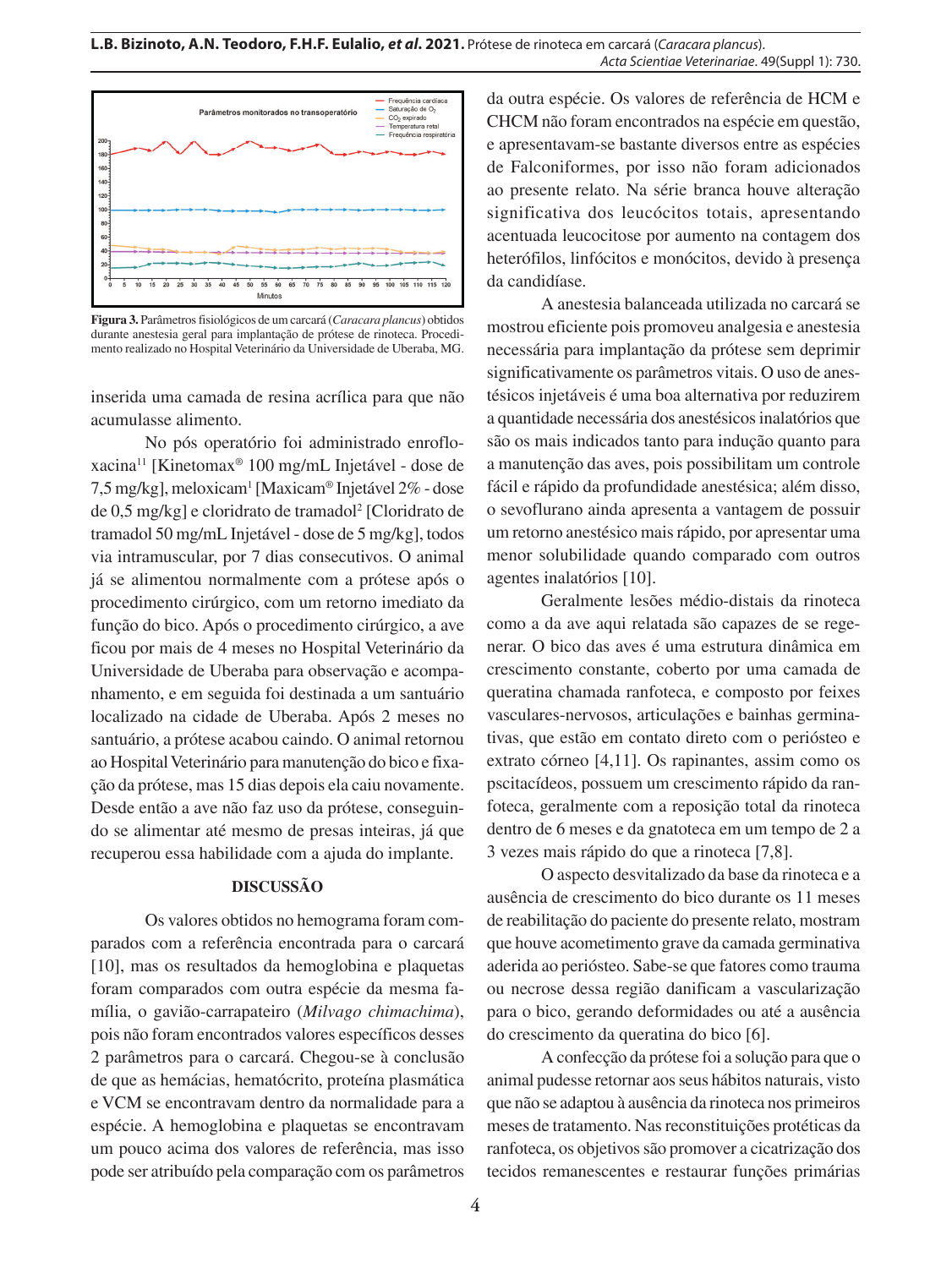Figura 3. Parâmetros fisiológicos de um carcará (*Caracara plancus*) obtidos durante anestesia geral para implantação de prótese de rinoteca. Procedimento realizado no Hospital Veterinário da Universidade de Uberaba, MG.

inserida uma camada de resina acrílica para que não acumulasse alimento.

No pós operatório foi administrado enrofloxacina[11] [Kinetomax® 100 mg/mL Injetável - dose de 7,5 mg/kg], meloxicam[1] [Maxicam® Injetável 2% - dose de 0,5 mg/kg] e cloridrato de tramadol[2] [Cloridrato de tramadol 50 mg/mL Injetável - dose de 5 mg/kg], todos via intramuscular, por 7 dias consecutivos. O animal já se alimentou normalmente com a prótese após o procedimento cirúrgico, com um retorno imediato da função do bico. Após o procedimento cirúrgico, a ave ficou por mais de 4 meses no Hospital Veterinário da Universidade de Uberaba para observação e acompanhamento, e em seguida foi destinada a um santuário localizado na cidade de Uberaba. Após 2 meses no santuário, a prótese acabou caindo. O animal retornou ao Hospital Veterinário para manutenção do bico e fixação da prótese, mas 15 dias depois ela caiu novamente. Desde então a ave não faz uso da prótese, conseguindo se alimentar até mesmo de presas inteiras, já que recuperou essa habilidade com a ajuda do implante.

## DISCUSSÃO

Os valores obtidos no hemograma foram comparados com a referência encontrada para o carcará [10], mas os resultados da hemoglobina e plaquetas foram comparados com outra espécie da mesma família, o gavião-carrapateiro (*Milvago chimachima*), pois não foram encontrados valores específicos desses 2 parâmetros para o carcará. Chegou-se à conclusão de que as hemácias, hematócrito, proteína plasmática e VCM se encontravam dentro da normalidade para a espécie. A hemoglobina e plaquetas se encontravam um pouco acima dos valores de referência, mas isso pode ser atribuído pela comparação com os parâmetros da outra espécie. Os valores de referência de HCM e CHCM não foram encontrados na espécie em questão, e apresentavam-se bastante diversos entre as espécies de Falconiformes, por isso não foram adicionados ao presente relato. Na série branca houve alteração significativa dos leucócitos totais, apresentando acentuada leucocitose por aumento na contagem dos heterófilos, linfócitos e monócitos, devido à presença da candidíase.

A anestesia balanceada utilizada no carcará se mostrou eficiente pois promoveu analgesia e anestesia necessária para implantação da prótese sem deprimir significativamente os parâmetros vitais. O uso de anestésicos injetáveis é uma boa alternativa por reduzirem a quantidade necessária dos anestésicos inalatórios que são os mais indicados tanto para indução quanto para a manutenção das aves, pois possibilitam um controle fácil e rápido da profundidade anestésica; além disso, o sevoflurano ainda apresenta a vantagem de possuir um retorno anestésico mais rápido, por apresentar uma menor solubilidade quando comparado com outros agentes inalatórios [10].

Geralmente lesões médio-distais da rinoteca como a da ave aqui relatada são capazes de se regenerar. O bico das aves é uma estrutura dinâmica em crescimento constante, coberto por uma camada de queratina chamada ranfoteca, e composto por feixes vasculares-nervosos, articulações e bainhas germinativas, que estão em contato direto com o periósteo e extrato córneo [4,11]. Os rapinantes, assim como os pscitacídeos, possuem um crescimento rápido da ranfoteca, geralmente com a reposição total da rinoteca dentro de 6 meses e da gnatoteca em um tempo de 2 a 3 vezes mais rápido do que a rinoteca [7,8].

O aspecto desvitalizado da base da rinoteca e a ausência de crescimento do bico durante os 11 meses de reabilitação do paciente do presente relato, mostram que houve acometimento grave da camada germinativa aderida ao periósteo. Sabe-se que fatores como trauma ou necrose dessa região danificam a vascularização para o bico, gerando deformidades ou até a ausência do crescimento da queratina do bico [6].

A confecção da prótese foi a solução para que o animal pudesse retornar aos seus hábitos naturais, visto que não se adaptou à ausência da rinoteca nos primeiros meses de tratamento. Nas reconstituições protéticas da ranfoteca, os objetivos são promover a cicatrização dos tecidos remanescentes e restaurar funções primárias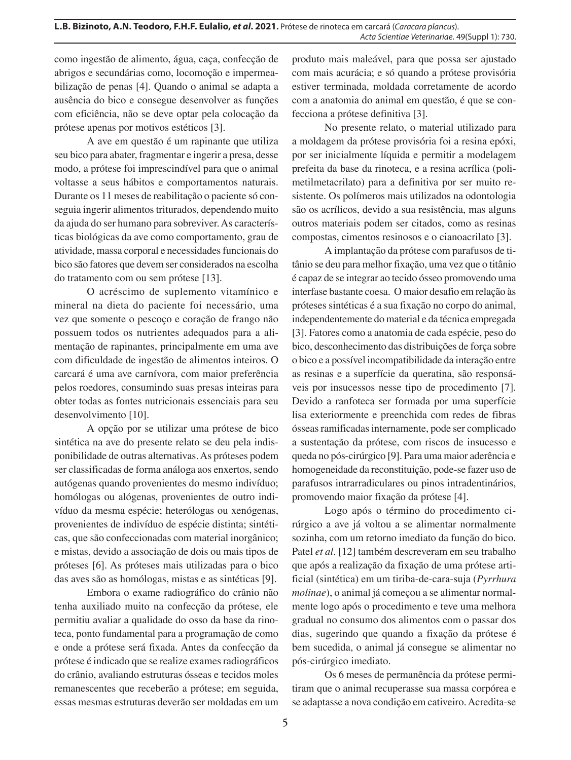como ingestão de alimento, água, caça, confecção de abrigos e secundárias como, locomoção e impermeabilização de penas [4]. Quando o animal se adapta a ausência do bico e consegue desenvolver as funções com eficiência, não se deve optar pela colocação da prótese apenas por motivos estéticos [3].

A ave em questão é um rapinante que utiliza seu bico para abater, fragmentar e ingerir a presa, desse modo, a prótese foi imprescindível para que o animal voltasse a seus hábitos e comportamentos naturais. Durante os 11 meses de reabilitação o paciente só conseguia ingerir alimentos triturados, dependendo muito da ajuda do ser humano para sobreviver. As características biológicas da ave como comportamento, grau de atividade, massa corporal e necessidades funcionais do bico são fatores que devem ser considerados na escolha do tratamento com ou sem prótese [13].

O acréscimo de suplemento vitamínico e mineral na dieta do paciente foi necessário, uma vez que somente o pescoço e coração de frango não possuem todos os nutrientes adequados para a alimentação de rapinantes, principalmente em uma ave com dificuldade de ingestão de alimentos inteiros. O carcará é uma ave carnívora, com maior preferência pelos roedores, consumindo suas presas inteiras para obter todas as fontes nutricionais essenciais para seu desenvolvimento [10].

A opção por se utilizar uma prótese de bico sintética na ave do presente relato se deu pela indisponibilidade de outras alternativas. As próteses podem ser classificadas de forma análoga aos enxertos, sendo autógenas quando provenientes do mesmo indivíduo; homólogas ou alógenas, provenientes de outro indivíduo da mesma espécie; heterólogas ou xenógenas, provenientes de indivíduo de espécie distinta; sintéticas, que são confeccionadas com material inorgânico; e mistas, devido a associação de dois ou mais tipos de próteses [6]. As próteses mais utilizadas para o bico das aves são as homólogas, mistas e as sintéticas [9].

Embora o exame radiográfico do crânio não tenha auxiliado muito na confecção da prótese, ele permitiu avaliar a qualidade do osso da base da rinoteca, ponto fundamental para a programação de como e onde a prótese será fixada. Antes da confecção da prótese é indicado que se realize exames radiográficos do crânio, avaliando estruturas ósseas e tecidos moles remanescentes que receberão a prótese; em seguida, essas mesmas estruturas deverão ser moldadas em um produto mais maleável, para que possa ser ajustado com mais acurácia; e só quando a prótese provisória estiver terminada, moldada corretamente de acordo com a anatomia do animal em questão, é que se confecciona a prótese definitiva [3].

No presente relato, o material utilizado para a moldagem da prótese provisória foi a resina epóxi, por ser inicialmente líquida e permitir a modelagem prefeita da base da rinoteca, e a resina acrílica (polimetilmetacrilato) para a definitiva por ser muito resistente. Os polímeros mais utilizados na odontologia são os acrílicos, devido a sua resistência, mas alguns outros materiais podem ser citados, como as resinas compostas, cimentos resinosos e o cianoacrilato [3].

A implantação da prótese com parafusos de titânio se deu para melhor fixação, uma vez que o titânio é capaz de se integrar ao tecido ósseo promovendo uma interfase bastante coesa. O maior desafio em relação às próteses sintéticas é a sua fixação no corpo do animal, independentemente do material e da técnica empregada [3]. Fatores como a anatomia de cada espécie, peso do bico, desconhecimento das distribuições de força sobre o bico e a possível incompatibilidade da interação entre as resinas e a superfície da queratina, são responsáveis por insucessos nesse tipo de procedimento [7]. Devido a ranfoteca ser formada por uma superfície lisa exteriormente e preenchida com redes de fibras ósseas ramificadas internamente, pode ser complicado a sustentação da prótese, com riscos de insucesso e queda no pós-cirúrgico [9]. Para uma maior aderência e homogeneidade da reconstituição, pode-se fazer uso de parafusos intrarradiculares ou pinos intradentinários, promovendo maior fixação da prótese [4].

Logo após o término do procedimento cirúrgico a ave já voltou a se alimentar normalmente sozinha, com um retorno imediato da função do bico. Patel *et al*. [12] também descreveram em seu trabalho que após a realização da fixação de uma prótese artificial (sintética) em um tiriba-de-cara-suja (*Pyrrhura molinae*), o animal já começou a se alimentar normalmente logo após o procedimento e teve uma melhora gradual no consumo dos alimentos com o passar dos dias, sugerindo que quando a fixação da prótese é bem sucedida, o animal já consegue se alimentar no pós-cirúrgico imediato.

Os 6 meses de permanência da prótese permitiram que o animal recuperasse sua massa corpórea e se adaptasse a nova condição em cativeiro. Acredita-se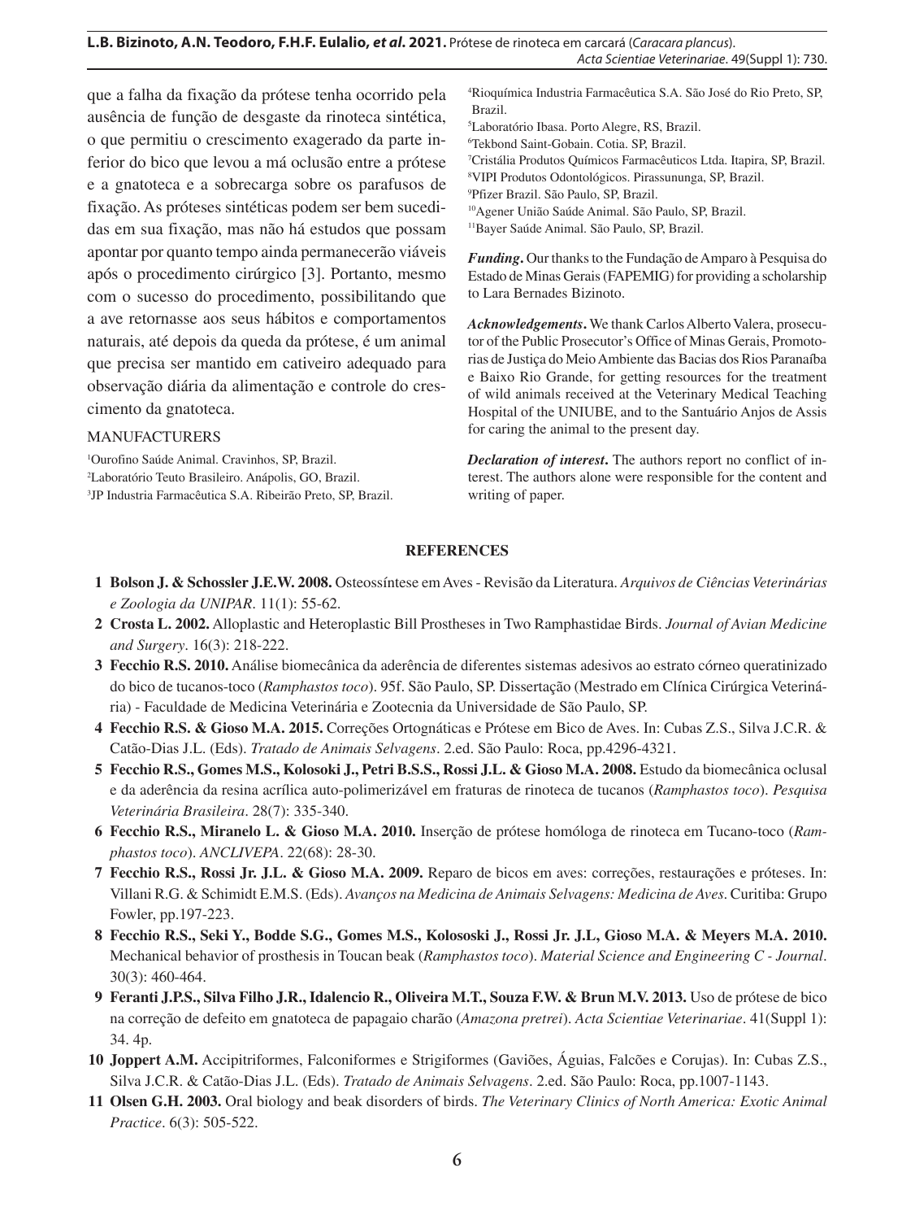que a falha da fixação da prótese tenha ocorrido pela ausência de função de desgaste da rinoteca sintética, o que permitiu o crescimento exagerado da parte inferior do bico que levou a má oclusão entre a prótese e a gnatoteca e a sobrecarga sobre os parafusos de fixação. As próteses sintéticas podem ser bem sucedidas em sua fixação, mas não há estudos que possam apontar por quanto tempo ainda permanecerão viáveis após o procedimento cirúrgico [3]. Portanto, mesmo com o sucesso do procedimento, possibilitando que a ave retornasse aos seus hábitos e comportamentos naturais, até depois da queda da prótese, é um animal que precisa ser mantido em cativeiro adequado para observação diária da alimentação e controle do crescimento da gnatoteca.

MANUFACTURERS

[1]Ourofino Saúde Animal. Cravinhos, SP, Brazil.
[2]Laboratório Teuto Brasileiro. Anápolis, GO, Brazil.
[3]JP Industria Farmacêutica S.A. Ribeirão Preto, SP, Brazil.
[4]Rioquímica Industria Farmacêutica S.A. São José do Rio Preto, SP, Brazil.
[5]Laboratório Ibasa. Porto Alegre, RS, Brazil.
[6]Tekbond Saint-Gobain. Cotia. SP, Brazil.
[7]Cristália Produtos Químicos Farmacêuticos Ltda. Itapira, SP, Brazil.
[8]VIPI Produtos Odontológicos. Pirassununga, SP, Brazil.
[9]Pfizer Brazil. São Paulo, SP, Brazil.
[10]Agener União Saúde Animal. São Paulo, SP, Brazil.
[11]Bayer Saúde Animal. São Paulo, SP, Brazil.

***Funding*.** Our thanks to the Fundação de Amparo à Pesquisa do Estado de Minas Gerais (FAPEMIG) for providing a scholarship to Lara Bernades Bizinoto.

***Acknowledgements*.** We thank Carlos Alberto Valera, prosecutor of the Public Prosecutor's Office of Minas Gerais, Promotorias de Justiça do Meio Ambiente das Bacias dos Rios Paranaíba e Baixo Rio Grande, for getting resources for the treatment of wild animals received at the Veterinary Medical Teaching Hospital of the UNIUBE, and to the Santuário Anjos de Assis for caring the animal to the present day.

***Declaration of interest*.** The authors report no conflict of interest. The authors alone were responsible for the content and writing of paper.

## REFERENCES

1 **Bolson J. & Schossler J.E.W. 2008.** Osteossíntese em Aves - Revisão da Literatura. *Arquivos de Ciências Veterinárias e Zoologia da UNIPAR*. 11(1): 55-62.

2 **Crosta L. 2002.** Alloplastic and Heteroplastic Bill Prostheses in Two Ramphastidae Birds. *Journal of Avian Medicine and Surgery*. 16(3): 218-222.

3 **Fecchio R.S. 2010.** Análise biomecânica da aderência de diferentes sistemas adesivos ao estrato córneo queratinizado do bico de tucanos-toco (*Ramphastos toco*). 95f. São Paulo, SP. Dissertação (Mestrado em Clínica Cirúrgica Veterinária) - Faculdade de Medicina Veterinária e Zootecnia da Universidade de São Paulo, SP.

4 **Fecchio R.S. & Gioso M.A. 2015.** Correções Ortognáticas e Prótese em Bico de Aves. In: Cubas Z.S., Silva J.C.R. & Catão-Dias J.L. (Eds). *Tratado de Animais Selvagens*. 2.ed. São Paulo: Roca, pp.4296-4321.

5 **Fecchio R.S., Gomes M.S., Kolosoki J., Petri B.S.S., Rossi J.L. & Gioso M.A. 2008.** Estudo da biomecânica oclusal e da aderência da resina acrílica auto-polimerizável em fraturas de rinoteca de tucanos (*Ramphastos toco*). *Pesquisa Veterinária Brasileira*. 28(7): 335-340.

6 **Fecchio R.S., Miranelo L. & Gioso M.A. 2010.** Inserção de prótese homóloga de rinoteca em Tucano-toco (*Ramphastos toco*). *ANCLIVEPA*. 22(68): 28-30.

7 **Fecchio R.S., Rossi Jr. J.L. & Gioso M.A. 2009.** Reparo de bicos em aves: correções, restaurações e próteses. In: Villani R.G. & Schimidt E.M.S. (Eds). *Avanços na Medicina de Animais Selvagens: Medicina de Aves*. Curitiba: Grupo Fowler, pp.197-223.

8 **Fecchio R.S., Seki Y., Bodde S.G., Gomes M.S., Kolososki J., Rossi Jr. J.L, Gioso M.A. & Meyers M.A. 2010.** Mechanical behavior of prosthesis in Toucan beak (*Ramphastos toco*). *Material Science and Engineering C - Journal*. 30(3): 460-464.

9 **Feranti J.P.S., Silva Filho J.R., Idalencio R., Oliveira M.T., Souza F.W. & Brun M.V. 2013.** Uso de prótese de bico na correção de defeito em gnatoteca de papagaio charão (*Amazona pretrei*). *Acta Scientiae Veterinariae*. 41(Suppl 1): 34. 4p.

10 **Joppert A.M.** Accipitriformes, Falconiformes e Strigiformes (Gaviões, Águias, Falcões e Corujas). In: Cubas Z.S., Silva J.C.R. & Catão-Dias J.L. (Eds). *Tratado de Animais Selvagens*. 2.ed. São Paulo: Roca, pp.1007-1143.

11 **Olsen G.H. 2003.** Oral biology and beak disorders of birds. *The Veterinary Clinics of North America: Exotic Animal Practice*. 6(3): 505-522.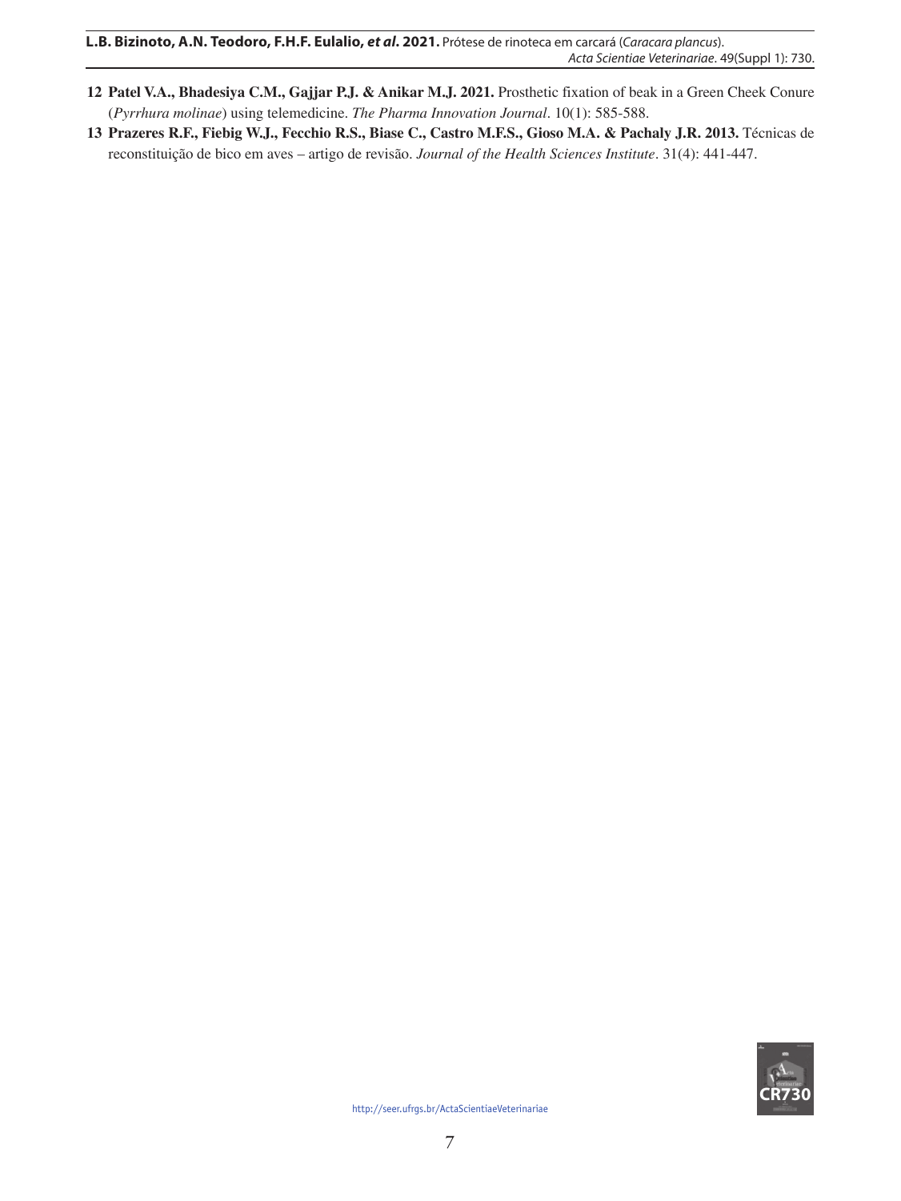12 **Patel V.A., Bhadesiya C.M., Gajjar P.J. & Anikar M.J. 2021.** Prosthetic fixation of beak in a Green Cheek Conure (*Pyrrhura molinae*) using telemedicine. *The Pharma Innovation Journal*. 10(1): 585-588.

13 **Prazeres R.F., Fiebig W.J., Fecchio R.S., Biase C., Castro M.F.S., Gioso M.A. & Pachaly J.R. 2013.** Técnicas de reconstituição de bico em aves – artigo de revisão. *Journal of the Health Sciences Institute*. 31(4): 441-447.